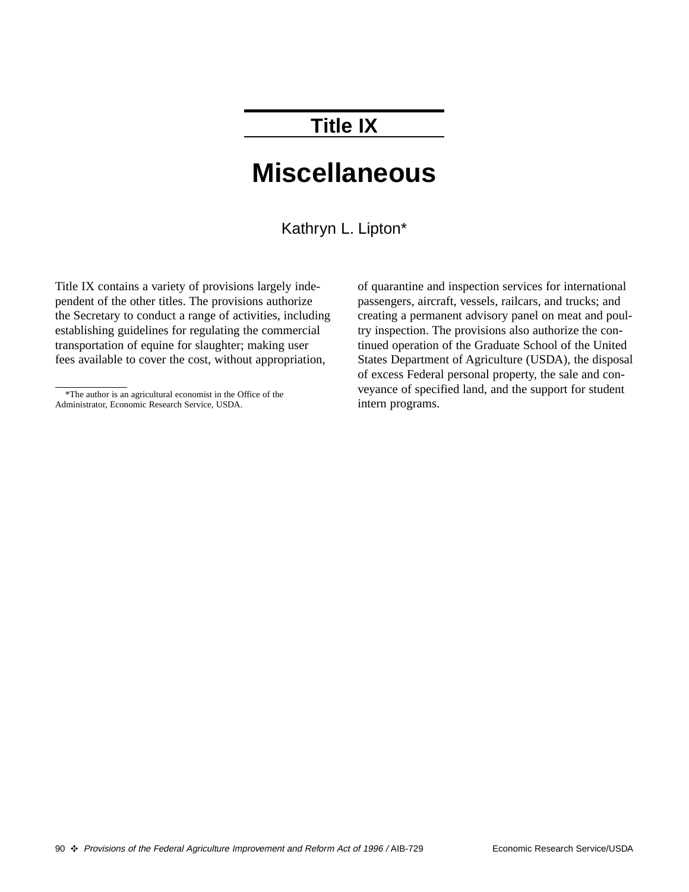# Title IX

# Miscellaneous

Kathryn L. Lipton*

Title IX contains a variety of provisions largely independent of the other titles. The provisions authorize the Secretary to conduct a range of activities, including establishing guidelines for regulating the commercial transportation of equine for slaughter; making user fees available to cover the cost, without appropriation, of quarantine and inspection services for international passengers, aircraft, vessels, railcars, and trucks; and creating a permanent advisory panel on meat and poultry inspection. The provisions also authorize the continued operation of the Graduate School of the United States Department of Agriculture (USDA), the disposal of excess Federal personal property, the sale and conveyance of specified land, and the support for student intern programs.

*The author is an agricultural economist in the Office of the Administrator, Economic Research Service, USDA.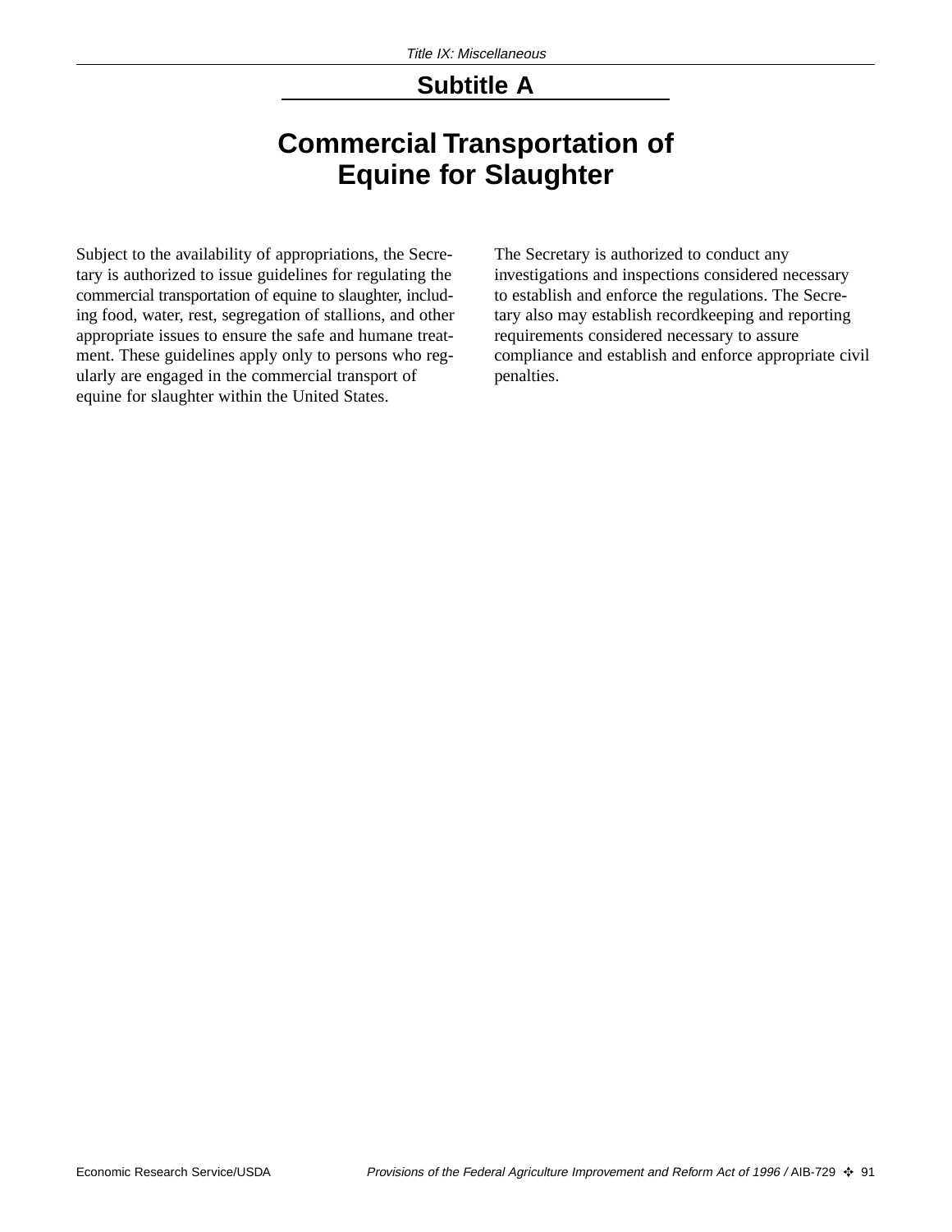## Subtitle A

# Commercial Transportation of Equine for Slaughter

Subject to the availability of appropriations, the Secretary is authorized to issue guidelines for regulating the commercial transportation of equine to slaughter, including food, water, rest, segregation of stallions, and other appropriate issues to ensure the safe and humane treatment. These guidelines apply only to persons who regularly are engaged in the commercial transport of equine for slaughter within the United States.

The Secretary is authorized to conduct any investigations and inspections considered necessary to establish and enforce the regulations. The Secretary also may establish recordkeeping and reporting requirements considered necessary to assure compliance and establish and enforce appropriate civil penalties.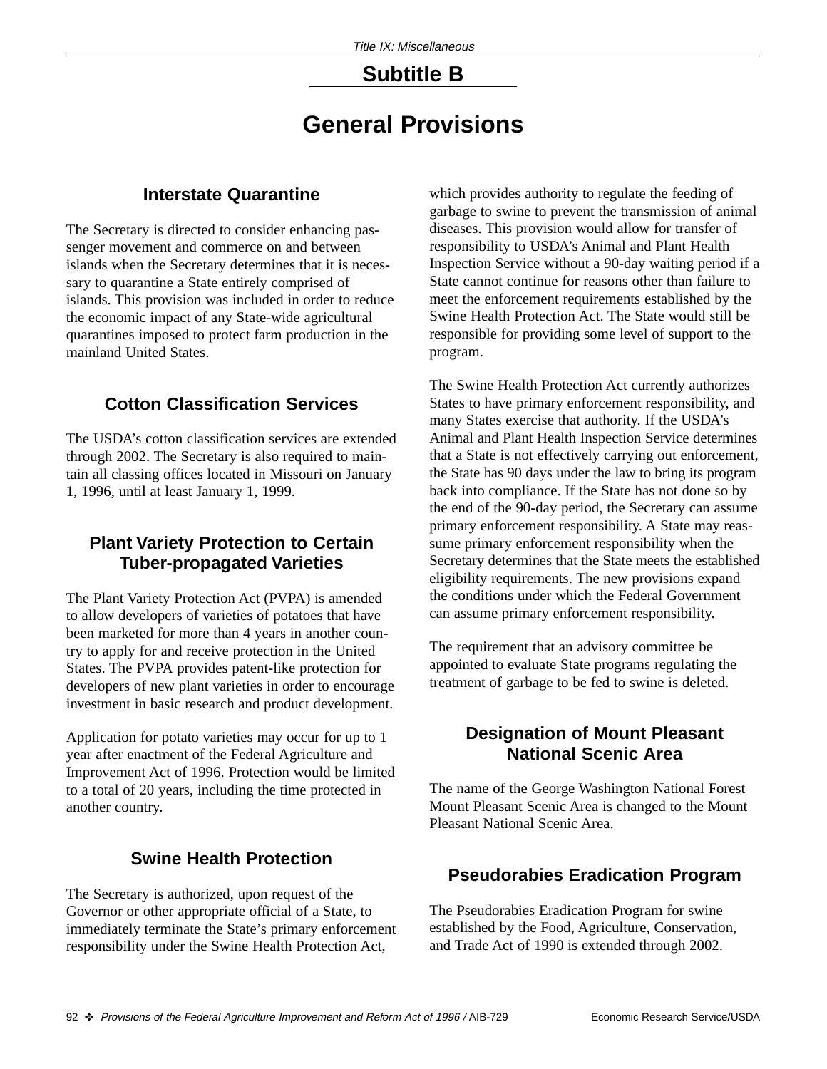## Subtitle B

# General Provisions

### Interstate Quarantine

The Secretary is directed to consider enhancing passenger movement and commerce on and between islands when the Secretary determines that it is necessary to quarantine a State entirely comprised of islands. This provision was included in order to reduce the economic impact of any State-wide agricultural quarantines imposed to protect farm production in the mainland United States.

### Cotton Classification Services

The USDA's cotton classification services are extended through 2002. The Secretary is also required to maintain all classing offices located in Missouri on January 1, 1996, until at least January 1, 1999.

### Plant Variety Protection to Certain Tuber-propagated Varieties

The Plant Variety Protection Act (PVPA) is amended to allow developers of varieties of potatoes that have been marketed for more than 4 years in another country to apply for and receive protection in the United States. The PVPA provides patent-like protection for developers of new plant varieties in order to encourage investment in basic research and product development.

Application for potato varieties may occur for up to 1 year after enactment of the Federal Agriculture and Improvement Act of 1996. Protection would be limited to a total of 20 years, including the time protected in another country.

### Swine Health Protection

The Secretary is authorized, upon request of the Governor or other appropriate official of a State, to immediately terminate the State's primary enforcement responsibility under the Swine Health Protection Act, which provides authority to regulate the feeding of garbage to swine to prevent the transmission of animal diseases. This provision would allow for transfer of responsibility to USDA's Animal and Plant Health Inspection Service without a 90-day waiting period if a State cannot continue for reasons other than failure to meet the enforcement requirements established by the Swine Health Protection Act. The State would still be responsible for providing some level of support to the program.

The Swine Health Protection Act currently authorizes States to have primary enforcement responsibility, and many States exercise that authority. If the USDA's Animal and Plant Health Inspection Service determines that a State is not effectively carrying out enforcement, the State has 90 days under the law to bring its program back into compliance. If the State has not done so by the end of the 90-day period, the Secretary can assume primary enforcement responsibility. A State may reassume primary enforcement responsibility when the Secretary determines that the State meets the established eligibility requirements. The new provisions expand the conditions under which the Federal Government can assume primary enforcement responsibility.

The requirement that an advisory committee be appointed to evaluate State programs regulating the treatment of garbage to be fed to swine is deleted.

### Designation of Mount Pleasant National Scenic Area

The name of the George Washington National Forest Mount Pleasant Scenic Area is changed to the Mount Pleasant National Scenic Area.

### Pseudorabies Eradication Program

The Pseudorabies Eradication Program for swine established by the Food, Agriculture, Conservation, and Trade Act of 1990 is extended through 2002.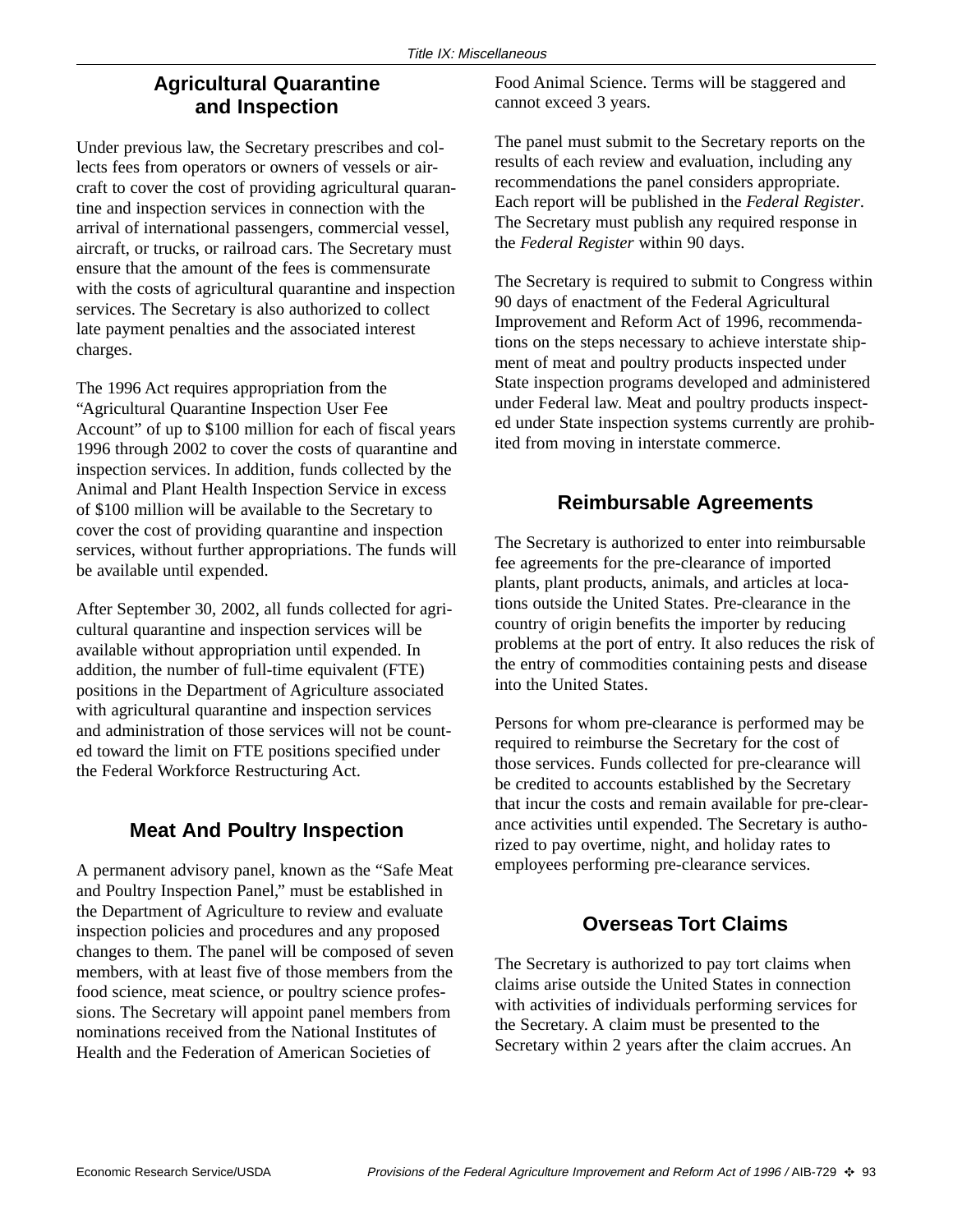## Agricultural Quarantine and Inspection

Under previous law, the Secretary prescribes and collects fees from operators or owners of vessels or aircraft to cover the cost of providing agricultural quarantine and inspection services in connection with the arrival of international passengers, commercial vessel, aircraft, or trucks, or railroad cars. The Secretary must ensure that the amount of the fees is commensurate with the costs of agricultural quarantine and inspection services. The Secretary is also authorized to collect late payment penalties and the associated interest charges.

The 1996 Act requires appropriation from the "Agricultural Quarantine Inspection User Fee Account" of up to $100 million for each of fiscal years 1996 through 2002 to cover the costs of quarantine and inspection services. In addition, funds collected by the Animal and Plant Health Inspection Service in excess of $100 million will be available to the Secretary to cover the cost of providing quarantine and inspection services, without further appropriations. The funds will be available until expended.

After September 30, 2002, all funds collected for agricultural quarantine and inspection services will be available without appropriation until expended. In addition, the number of full-time equivalent (FTE) positions in the Department of Agriculture associated with agricultural quarantine and inspection services and administration of those services will not be counted toward the limit on FTE positions specified under the Federal Workforce Restructuring Act.

## Meat And Poultry Inspection

A permanent advisory panel, known as the "Safe Meat and Poultry Inspection Panel," must be established in the Department of Agriculture to review and evaluate inspection policies and procedures and any proposed changes to them. The panel will be composed of seven members, with at least five of those members from the food science, meat science, or poultry science professions. The Secretary will appoint panel members from nominations received from the National Institutes of Health and the Federation of American Societies of Food Animal Science. Terms will be staggered and cannot exceed 3 years.

The panel must submit to the Secretary reports on the results of each review and evaluation, including any recommendations the panel considers appropriate. Each report will be published in the *Federal Register*. The Secretary must publish any required response in the *Federal Register* within 90 days.

The Secretary is required to submit to Congress within 90 days of enactment of the Federal Agricultural Improvement and Reform Act of 1996, recommendations on the steps necessary to achieve interstate shipment of meat and poultry products inspected under State inspection programs developed and administered under Federal law. Meat and poultry products inspected under State inspection systems currently are prohibited from moving in interstate commerce.

## Reimbursable Agreements

The Secretary is authorized to enter into reimbursable fee agreements for the pre-clearance of imported plants, plant products, animals, and articles at locations outside the United States. Pre-clearance in the country of origin benefits the importer by reducing problems at the port of entry. It also reduces the risk of the entry of commodities containing pests and disease into the United States.

Persons for whom pre-clearance is performed may be required to reimburse the Secretary for the cost of those services. Funds collected for pre-clearance will be credited to accounts established by the Secretary that incur the costs and remain available for pre-clearance activities until expended. The Secretary is authorized to pay overtime, night, and holiday rates to employees performing pre-clearance services.

## Overseas Tort Claims

The Secretary is authorized to pay tort claims when claims arise outside the United States in connection with activities of individuals performing services for the Secretary. A claim must be presented to the Secretary within 2 years after the claim accrues. An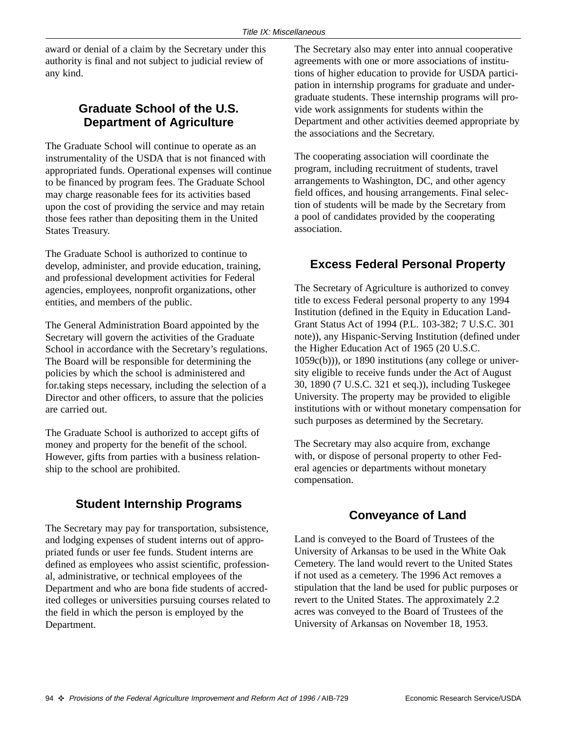award or denial of a claim by the Secretary under this authority is final and not subject to judicial review of any kind.

## Graduate School of the U.S. Department of Agriculture

The Graduate School will continue to operate as an instrumentality of the USDA that is not financed with appropriated funds. Operational expenses will continue to be financed by program fees. The Graduate School may charge reasonable fees for its activities based upon the cost of providing the service and may retain those fees rather than depositing them in the United States Treasury.

The Graduate School is authorized to continue to develop, administer, and provide education, training, and professional development activities for Federal agencies, employees, nonprofit organizations, other entities, and members of the public.

The General Administration Board appointed by the Secretary will govern the activities of the Graduate School in accordance with the Secretary's regulations. The Board will be responsible for determining the policies by which the school is administered and for.taking steps necessary, including the selection of a Director and other officers, to assure that the policies are carried out.

The Graduate School is authorized to accept gifts of money and property for the benefit of the school. However, gifts from parties with a business relationship to the school are prohibited.

## Student Internship Programs

The Secretary may pay for transportation, subsistence, and lodging expenses of student interns out of appropriated funds or user fee funds. Student interns are defined as employees who assist scientific, professional, administrative, or technical employees of the Department and who are bona fide students of accredited colleges or universities pursuing courses related to the field in which the person is employed by the Department.

The Secretary also may enter into annual cooperative agreements with one or more associations of institutions of higher education to provide for USDA participation in internship programs for graduate and undergraduate students. These internship programs will provide work assignments for students within the Department and other activities deemed appropriate by the associations and the Secretary.

The cooperating association will coordinate the program, including recruitment of students, travel arrangements to Washington, DC, and other agency field offices, and housing arrangements. Final selection of students will be made by the Secretary from a pool of candidates provided by the cooperating association.

## Excess Federal Personal Property

The Secretary of Agriculture is authorized to convey title to excess Federal personal property to any 1994 Institution (defined in the Equity in Education Land-Grant Status Act of 1994 (P.L. 103-382; 7 U.S.C. 301 note)), any Hispanic-Serving Institution (defined under the Higher Education Act of 1965 (20 U.S.C. 1059c(b))), or 1890 institutions (any college or university eligible to receive funds under the Act of August 30, 1890 (7 U.S.C. 321 et seq.)), including Tuskegee University. The property may be provided to eligible institutions with or without monetary compensation for such purposes as determined by the Secretary.

The Secretary may also acquire from, exchange with, or dispose of personal property to other Federal agencies or departments without monetary compensation.

## Conveyance of Land

Land is conveyed to the Board of Trustees of the University of Arkansas to be used in the White Oak Cemetery. The land would revert to the United States if not used as a cemetery. The 1996 Act removes a stipulation that the land be used for public purposes or revert to the United States. The approximately 2.2 acres was conveyed to the Board of Trustees of the University of Arkansas on November 18, 1953.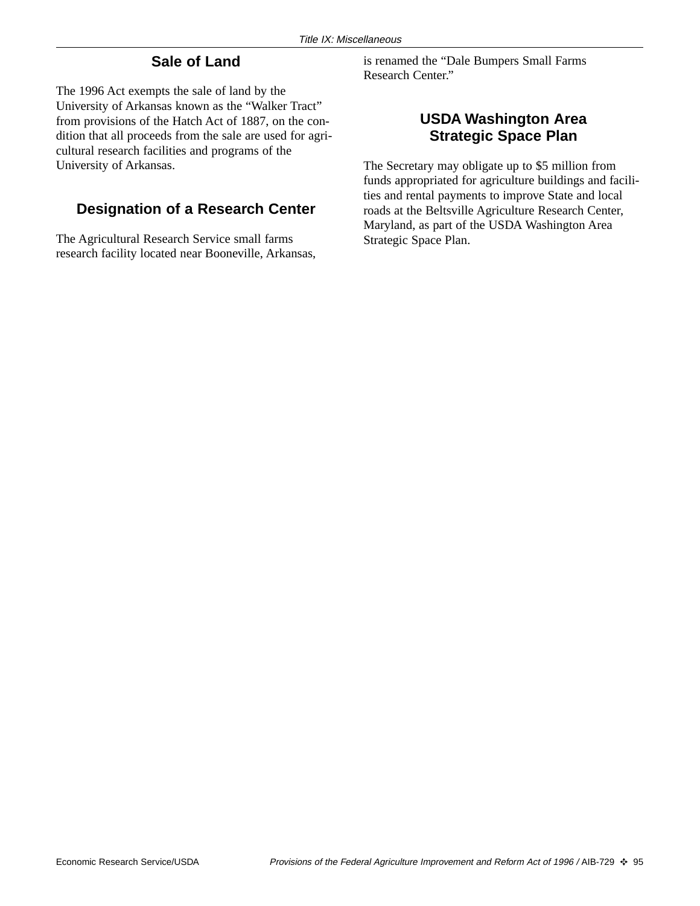## Sale of Land

The 1996 Act exempts the sale of land by the University of Arkansas known as the "Walker Tract" from provisions of the Hatch Act of 1887, on the condition that all proceeds from the sale are used for agricultural research facilities and programs of the University of Arkansas.

## Designation of a Research Center

The Agricultural Research Service small farms research facility located near Booneville, Arkansas, is renamed the "Dale Bumpers Small Farms Research Center."

## USDA Washington Area Strategic Space Plan

The Secretary may obligate up to $5 million from funds appropriated for agriculture buildings and facilities and rental payments to improve State and local roads at the Beltsville Agriculture Research Center, Maryland, as part of the USDA Washington Area Strategic Space Plan.